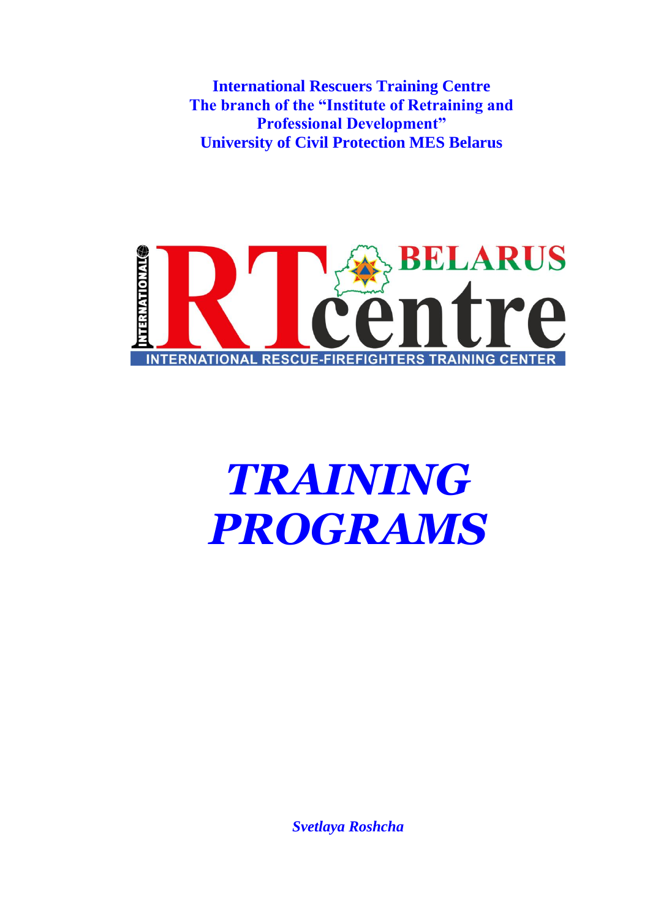**International Rescuers Training Centre**
**The branch of the "Institute of Retraining and Professional Development"**
**University of Civil Protection MES Belarus**

INTERNATIONAL RTcentre BELARUS

INTERNATIONAL RESCUE-FIREFIGHTERS TRAINING CENTER

# *TRAINING PROGRAMS*

***Svetlaya Roshcha***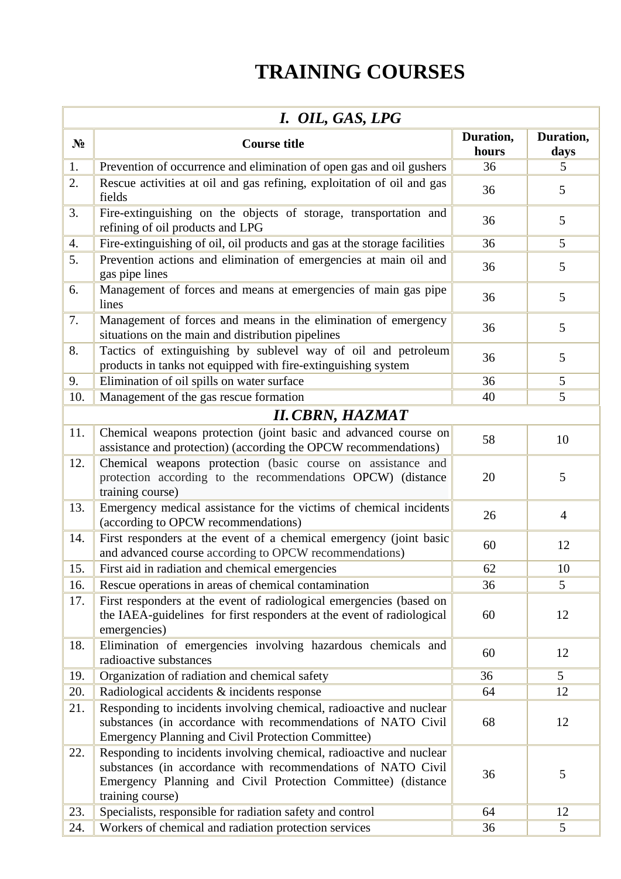# TRAINING COURSES

| *I. OIL, GAS, LPG* | | | |
|---|---|---|---|
| **№** | **Course title** | **Duration, hours** | **Duration, days** |
| 1. | Prevention of occurrence and elimination of open gas and oil gushers | 36 | 5 |
| 2. | Rescue activities at oil and gas refining, exploitation of oil and gas fields | 36 | 5 |
| 3. | Fire-extinguishing on the objects of storage, transportation and refining of oil products and LPG | 36 | 5 |
| 4. | Fire-extinguishing of oil, oil products and gas at the storage facilities | 36 | 5 |
| 5. | Prevention actions and elimination of emergencies at main oil and gas pipe lines | 36 | 5 |
| 6. | Management of forces and means at emergencies of main gas pipe lines | 36 | 5 |
| 7. | Management of forces and means in the elimination of emergency situations on the main and distribution pipelines | 36 | 5 |
| 8. | Tactics of extinguishing by sublevel way of oil and petroleum products in tanks not equipped with fire-extinguishing system | 36 | 5 |
| 9. | Elimination of oil spills on water surface | 36 | 5 |
| 10. | Management of the gas rescue formation | 40 | 5 |
| *II. CBRN, HAZMAT* | | | |
| 11. | Chemical weapons protection (joint basic and advanced course on assistance and protection) (according the OPCW recommendations) | 58 | 10 |
| 12. | Chemical weapons protection (basic course on assistance and protection according to the recommendations OPCW) (distance training course) | 20 | 5 |
| 13. | Emergency medical assistance for the victims of chemical incidents (according to OPCW recommendations) | 26 | 4 |
| 14. | First responders at the event of a chemical emergency (joint basic and advanced course according to OPCW recommendations) | 60 | 12 |
| 15. | First aid in radiation and chemical emergencies | 62 | 10 |
| 16. | Rescue operations in areas of chemical contamination | 36 | 5 |
| 17. | First responders at the event of radiological emergencies (based on the IAEA-guidelines for first responders at the event of radiological emergencies) | 60 | 12 |
| 18. | Elimination of emergencies involving hazardous chemicals and radioactive substances | 60 | 12 |
| 19. | Organization of radiation and chemical safety | 36 | 5 |
| 20. | Radiological accidents & incidents response | 64 | 12 |
| 21. | Responding to incidents involving chemical, radioactive and nuclear substances (in accordance with recommendations of NATO Civil Emergency Planning and Civil Protection Committee) | 68 | 12 |
| 22. | Responding to incidents involving chemical, radioactive and nuclear substances (in accordance with recommendations of NATO Civil Emergency Planning and Civil Protection Committee) (distance training course) | 36 | 5 |
| 23. | Specialists, responsible for radiation safety and control | 64 | 12 |
| 24. | Workers of chemical and radiation protection services | 36 | 5 |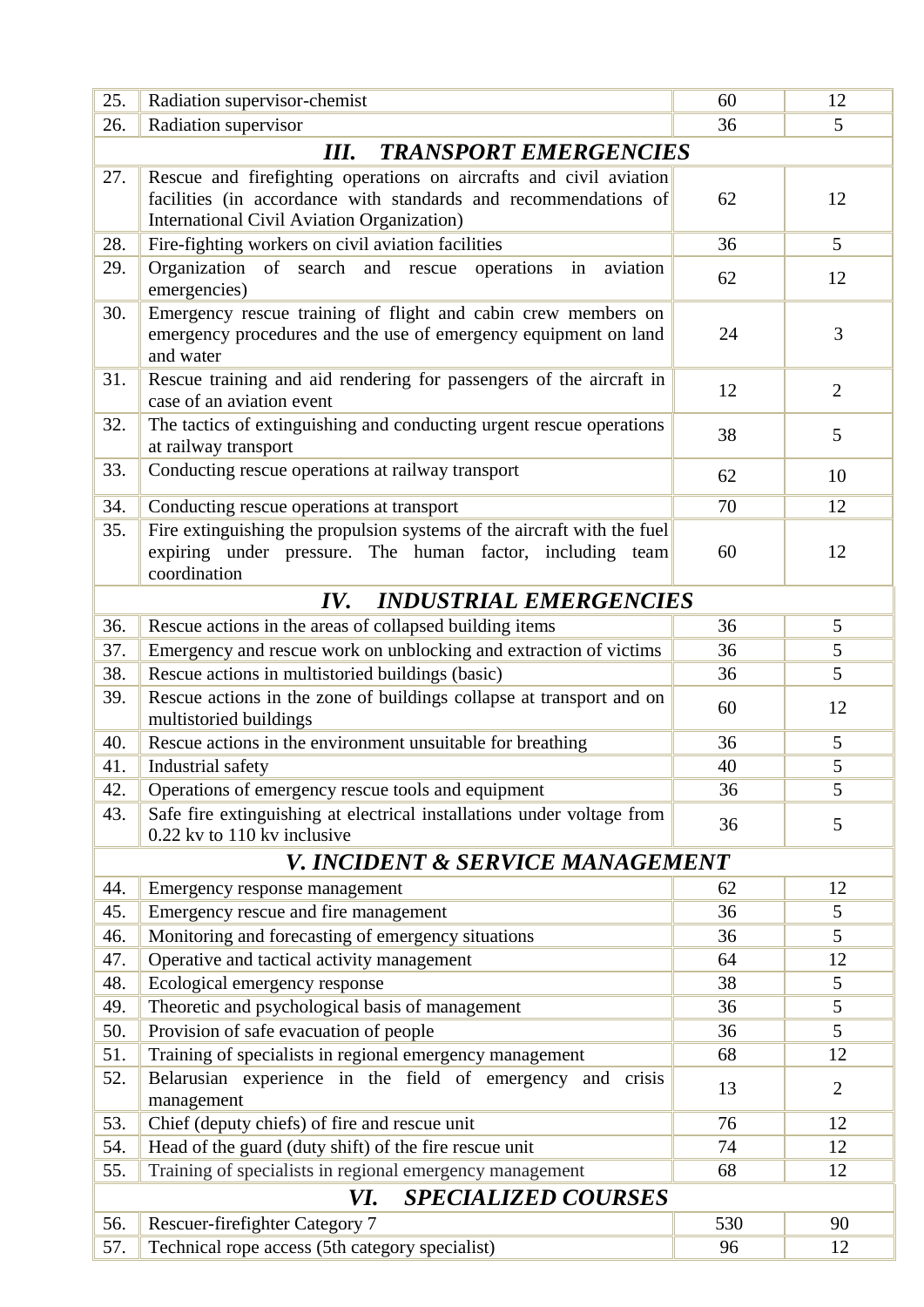| | | | |
|---|---|---|---|
| 25. | Radiation supervisor-chemist | 60 | 12 |
| 26. | Radiation supervisor | 36 | 5 |
| ***III. TRANSPORT EMERGENCIES*** | | | |
| 27. | Rescue and firefighting operations on aircrafts and civil aviation facilities (in accordance with standards and recommendations of International Civil Aviation Organization) | 62 | 12 |
| 28. | Fire-fighting workers on civil aviation facilities | 36 | 5 |
| 29. | Organization of search and rescue operations in aviation emergencies) | 62 | 12 |
| 30. | Emergency rescue training of flight and cabin crew members on emergency procedures and the use of emergency equipment on land and water | 24 | 3 |
| 31. | Rescue training and aid rendering for passengers of the aircraft in case of an aviation event | 12 | 2 |
| 32. | The tactics of extinguishing and conducting urgent rescue operations at railway transport | 38 | 5 |
| 33. | Conducting rescue operations at railway transport | 62 | 10 |
| 34. | Conducting rescue operations at transport | 70 | 12 |
| 35. | Fire extinguishing the propulsion systems of the aircraft with the fuel expiring under pressure. The human factor, including team coordination | 60 | 12 |
| ***IV. INDUSTRIAL EMERGENCIES*** | | | |
| 36. | Rescue actions in the areas of collapsed building items | 36 | 5 |
| 37. | Emergency and rescue work on unblocking and extraction of victims | 36 | 5 |
| 38. | Rescue actions in multistoried buildings (basic) | 36 | 5 |
| 39. | Rescue actions in the zone of buildings collapse at transport and on multistoried buildings | 60 | 12 |
| 40. | Rescue actions in the environment unsuitable for breathing | 36 | 5 |
| 41. | Industrial safety | 40 | 5 |
| 42. | Operations of emergency rescue tools and equipment | 36 | 5 |
| 43. | Safe fire extinguishing at electrical installations under voltage from 0.22 kv to 110 kv inclusive | 36 | 5 |
| ***V. INCIDENT & SERVICE MANAGEMENT*** | | | |
| 44. | Emergency response management | 62 | 12 |
| 45. | Emergency rescue and fire management | 36 | 5 |
| 46. | Monitoring and forecasting of emergency situations | 36 | 5 |
| 47. | Operative and tactical activity management | 64 | 12 |
| 48. | Ecological emergency response | 38 | 5 |
| 49. | Theoretic and psychological basis of management | 36 | 5 |
| 50. | Provision of safe evacuation of people | 36 | 5 |
| 51. | Training of specialists in regional emergency management | 68 | 12 |
| 52. | Belarusian experience in the field of emergency and crisis management | 13 | 2 |
| 53. | Chief (deputy chiefs) of fire and rescue unit | 76 | 12 |
| 54. | Head of the guard (duty shift) of the fire rescue unit | 74 | 12 |
| 55. | Training of specialists in regional emergency management | 68 | 12 |
| ***VI. SPECIALIZED COURSES*** | | | |
| 56. | Rescuer-firefighter Category 7 | 530 | 90 |
| 57. | Technical rope access (5th category specialist) | 96 | 12 |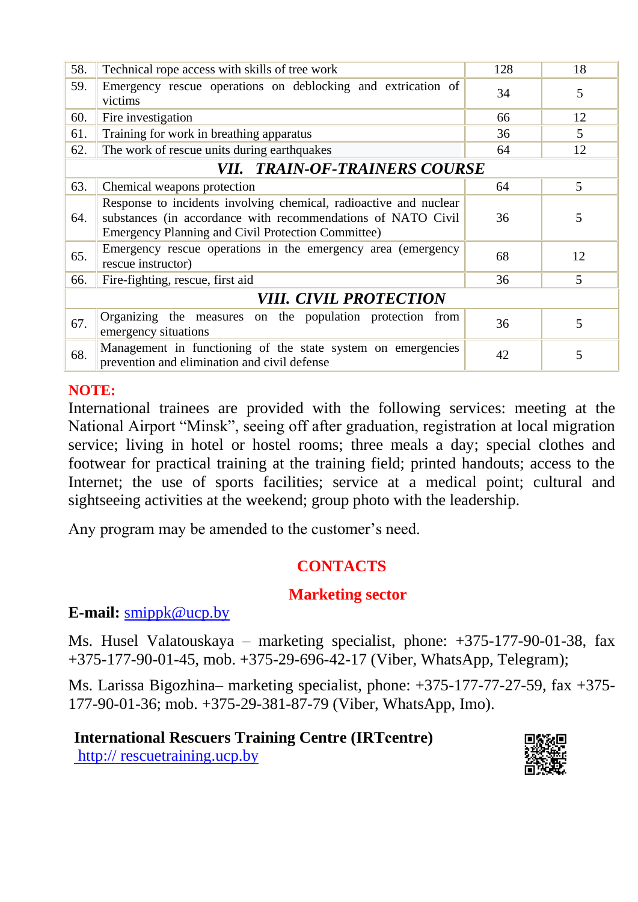| | | | |
|---|---|---|---|
| 58. | Technical rope access with skills of tree work | 128 | 18 |
| 59. | Emergency rescue operations on deblocking and extrication of victims | 34 | 5 |
| 60. | Fire investigation | 66 | 12 |
| 61. | Training for work in breathing apparatus | 36 | 5 |
| 62. | The work of rescue units during earthquakes | 64 | 12 |
| | ***VII. TRAIN-OF-TRAINERS COURSE*** | | |
| 63. | Chemical weapons protection | 64 | 5 |
| 64. | Response to incidents involving chemical, radioactive and nuclear substances (in accordance with recommendations of NATO Civil Emergency Planning and Civil Protection Committee) | 36 | 5 |
| 65. | Emergency rescue operations in the emergency area (emergency rescue instructor) | 68 | 12 |
| 66. | Fire-fighting, rescue, first aid | 36 | 5 |
| | ***VIII. CIVIL PROTECTION*** | | |
| 67. | Organizing the measures on the population protection from emergency situations | 36 | 5 |
| 68. | Management in functioning of the state system on emergencies prevention and elimination and civil defense | 42 | 5 |

**NOTE:**

International trainees are provided with the following services: meeting at the National Airport "Minsk", seeing off after graduation, registration at local migration service; living in hotel or hostel rooms; three meals a day; special clothes and footwear for practical training at the training field; printed handouts; access to the Internet; the use of sports facilities; service at a medical point; cultural and sightseeing activities at the weekend; group photo with the leadership.

Any program may be amended to the customer's need.

## CONTACTS

### Marketing sector

**E-mail:** smippk@ucp.by

Ms. Husel Valatouskaya – marketing specialist, phone: +375-177-90-01-38, fax +375-177-90-01-45, mob. +375-29-696-42-17 (Viber, WhatsApp, Telegram);

Ms. Larissa Bigozhina– marketing specialist, phone: +375-177-77-27-59, fax +375-177-90-01-36; mob. +375-29-381-87-79 (Viber, WhatsApp, Imo).

**International Rescuers Training Centre (IRTcentre)**
http:// rescuetraining.ucp.by